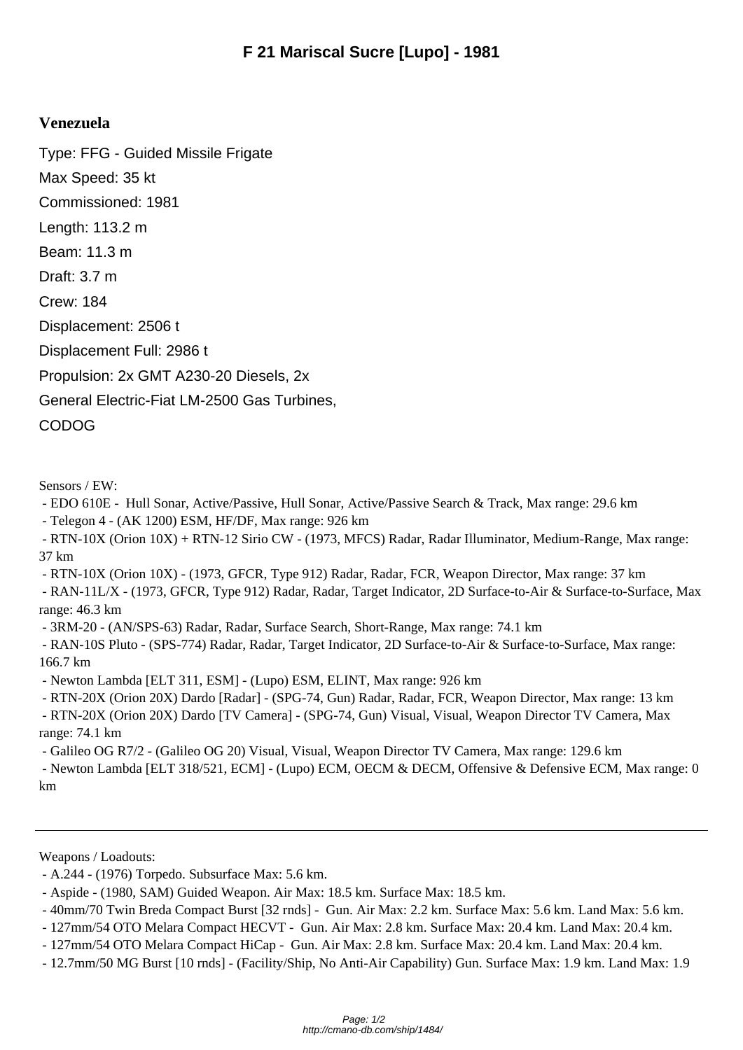# F 21 Mariscal Sucre [Lupo] - 1981

## Venezuela

Type: FFG - Guided Missile Frigate

Max Speed: 35 kt

Commissioned: 1981

Length: 113.2 m

Beam: 11.3 m

Draft: 3.7 m

Crew: 184

Displacement: 2506 t

Displacement Full: 2986 t

Propulsion: 2x GMT A230-20 Diesels, 2x General Electric-Fiat LM-2500 Gas Turbines, CODOG

Sensors / EW:

- EDO 610E - Hull Sonar, Active/Passive, Hull Sonar, Active/Passive Search & Track, Max range: 29.6 km
- Telegon 4 - (AK 1200) ESM, HF/DF, Max range: 926 km
- RTN-10X (Orion 10X) + RTN-12 Sirio CW - (1973, MFCS) Radar, Radar Illuminator, Medium-Range, Max range: 37 km
- RTN-10X (Orion 10X) - (1973, GFCR, Type 912) Radar, Radar, FCR, Weapon Director, Max range: 37 km
- RAN-11L/X - (1973, GFCR, Type 912) Radar, Radar, Target Indicator, 2D Surface-to-Air & Surface-to-Surface, Max range: 46.3 km
- 3RM-20 - (AN/SPS-63) Radar, Radar, Surface Search, Short-Range, Max range: 74.1 km
- RAN-10S Pluto - (SPS-774) Radar, Radar, Target Indicator, 2D Surface-to-Air & Surface-to-Surface, Max range: 166.7 km
- Newton Lambda [ELT 311, ESM] - (Lupo) ESM, ELINT, Max range: 926 km
- RTN-20X (Orion 20X) Dardo [Radar] - (SPG-74, Gun) Radar, Radar, FCR, Weapon Director, Max range: 13 km
- RTN-20X (Orion 20X) Dardo [TV Camera] - (SPG-74, Gun) Visual, Visual, Weapon Director TV Camera, Max range: 74.1 km
- Galileo OG R7/2 - (Galileo OG 20) Visual, Visual, Weapon Director TV Camera, Max range: 129.6 km
- Newton Lambda [ELT 318/521, ECM] - (Lupo) ECM, OECM & DECM, Offensive & Defensive ECM, Max range: 0 km

---

Weapons / Loadouts:

- A.244 - (1976) Torpedo. Subsurface Max: 5.6 km.
- Aspide - (1980, SAM) Guided Weapon. Air Max: 18.5 km. Surface Max: 18.5 km.
- 40mm/70 Twin Breda Compact Burst [32 rnds] - Gun. Air Max: 2.2 km. Surface Max: 5.6 km. Land Max: 5.6 km.
- 127mm/54 OTO Melara Compact HECVT - Gun. Air Max: 2.8 km. Surface Max: 20.4 km. Land Max: 20.4 km.
- 127mm/54 OTO Melara Compact HiCap - Gun. Air Max: 2.8 km. Surface Max: 20.4 km. Land Max: 20.4 km.
- 12.7mm/50 MG Burst [10 rnds] - (Facility/Ship, No Anti-Air Capability) Gun. Surface Max: 1.9 km. Land Max: 1.9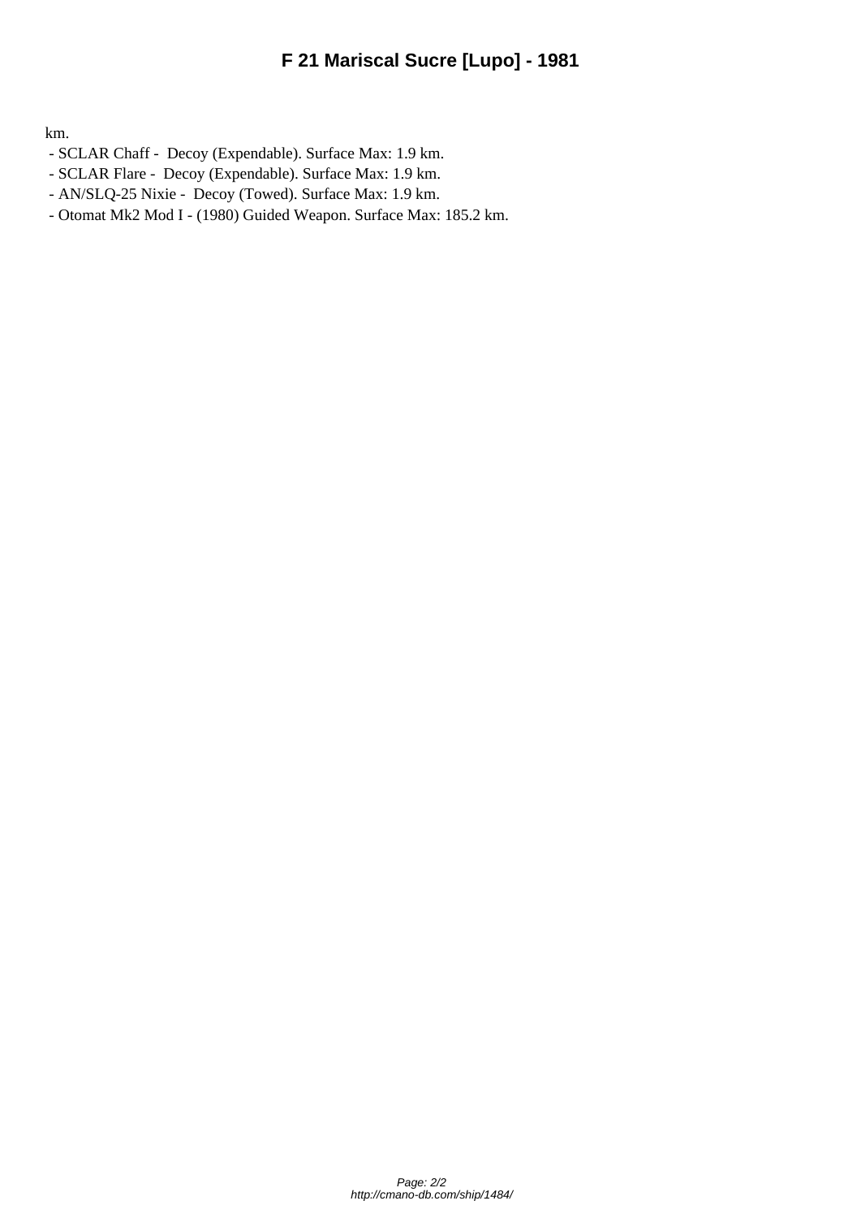km.

- SCLAR Chaff -  Decoy (Expendable). Surface Max: 1.9 km.
- SCLAR Flare -  Decoy (Expendable). Surface Max: 1.9 km.
- AN/SLQ-25 Nixie -  Decoy (Towed). Surface Max: 1.9 km.
- Otomat Mk2 Mod I - (1980) Guided Weapon. Surface Max: 185.2 km.